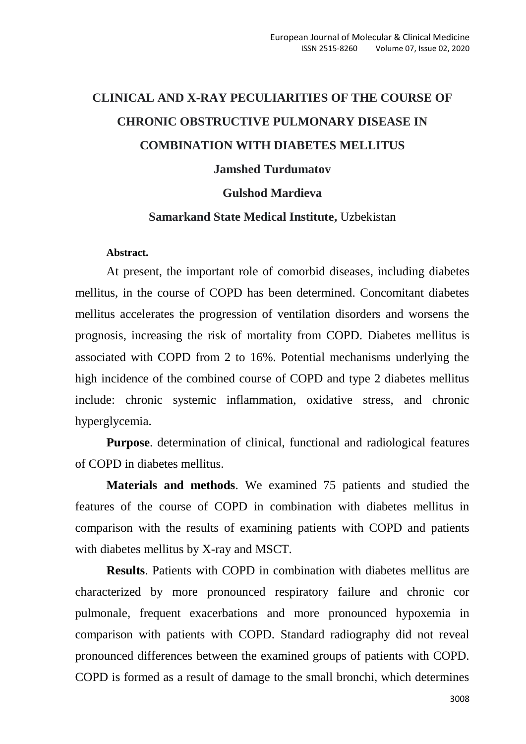# CLINICAL AND X-RAY PECULIARITIES OF THE COURSE OF CHRONIC OBSTRUCTIVE PULMONARY DISEASE IN COMBINATION WITH DIABETES MELLITUS

**Jamshed Turdumatov**

**Gulshod Mardieva**

**Samarkand State Medical Institute,** Uzbekistan

**Abstract.**

At present, the important role of comorbid diseases, including diabetes mellitus, in the course of COPD has been determined. Concomitant diabetes mellitus accelerates the progression of ventilation disorders and worsens the prognosis, increasing the risk of mortality from COPD. Diabetes mellitus is associated with COPD from 2 to 16%. Potential mechanisms underlying the high incidence of the combined course of COPD and type 2 diabetes mellitus include: chronic systemic inflammation, oxidative stress, and chronic hyperglycemia.

**Purpose**. determination of clinical, functional and radiological features of COPD in diabetes mellitus.

**Materials and methods**. We examined 75 patients and studied the features of the course of COPD in combination with diabetes mellitus in comparison with the results of examining patients with COPD and patients with diabetes mellitus by X-ray and MSCT.

**Results**. Patients with COPD in combination with diabetes mellitus are characterized by more pronounced respiratory failure and chronic cor pulmonale, frequent exacerbations and more pronounced hypoxemia in comparison with patients with COPD. Standard radiography did not reveal pronounced differences between the examined groups of patients with COPD. COPD is formed as a result of damage to the small bronchi, which determines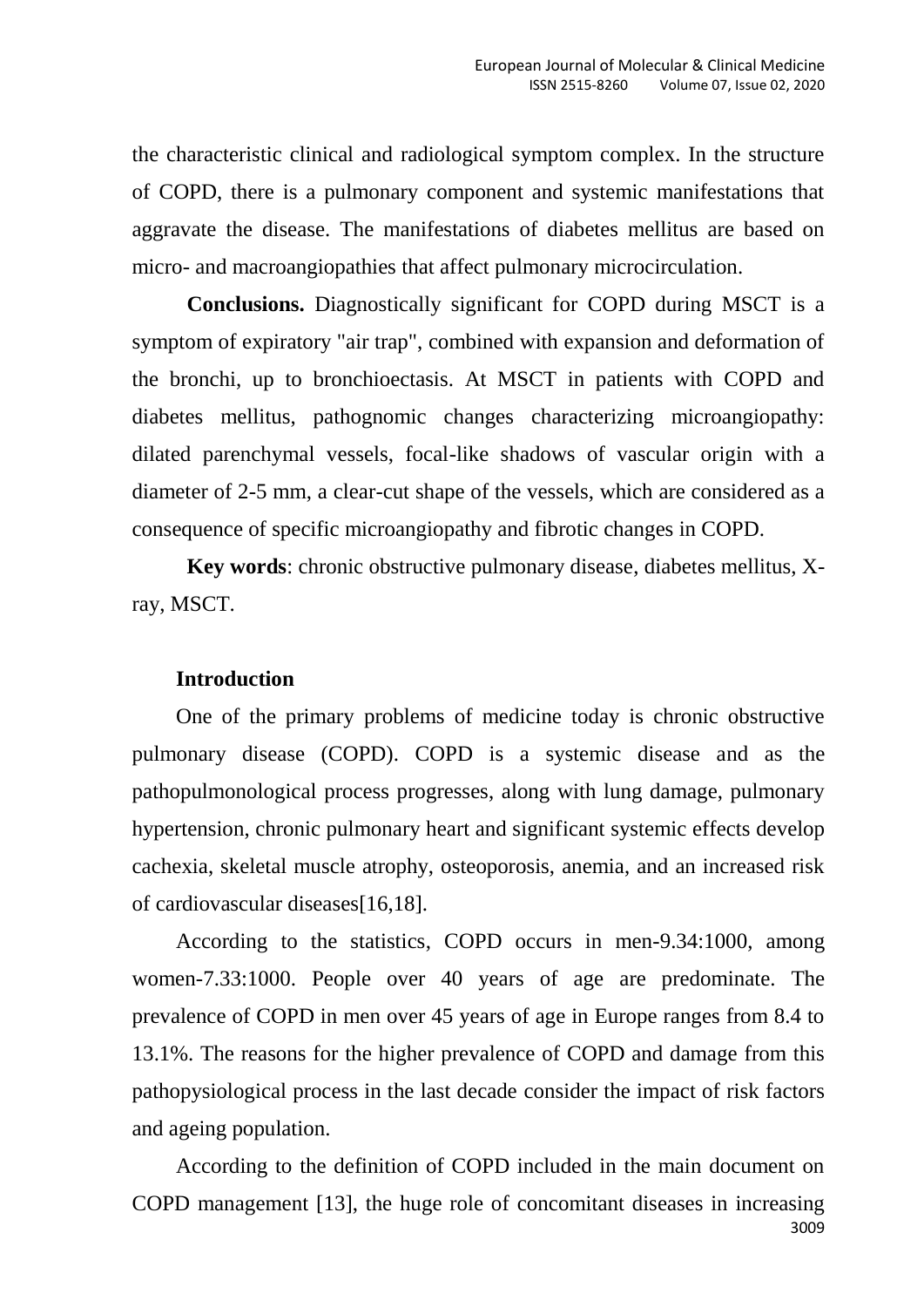the characteristic clinical and radiological symptom complex. In the structure of COPD, there is a pulmonary component and systemic manifestations that aggravate the disease. The manifestations of diabetes mellitus are based on micro- and macroangiopathies that affect pulmonary microcirculation.

**Conclusions.** Diagnostically significant for COPD during MSCT is a symptom of expiratory "air trap", combined with expansion and deformation of the bronchi, up to bronchioectasis. At MSCT in patients with COPD and diabetes mellitus, pathognomic changes characterizing microangiopathy: dilated parenchymal vessels, focal-like shadows of vascular origin with a diameter of 2-5 mm, a clear-cut shape of the vessels, which are considered as a consequence of specific microangiopathy and fibrotic changes in COPD.

**Key words**: chronic obstructive pulmonary disease, diabetes mellitus, X-ray, MSCT.

## Introduction

One of the primary problems of medicine today is chronic obstructive pulmonary disease (COPD). COPD is a systemic disease and as the pathopulmonological process progresses, along with lung damage, pulmonary hypertension, chronic pulmonary heart and significant systemic effects develop cachexia, skeletal muscle atrophy, osteoporosis, anemia, and an increased risk of cardiovascular diseases[16,18].

According to the statistics, COPD occurs in men-9.34:1000, among women-7.33:1000. People over 40 years of age are predominate. The prevalence of COPD in men over 45 years of age in Europe ranges from 8.4 to 13.1%. The reasons for the higher prevalence of COPD and damage from this pathopysiological process in the last decade consider the impact of risk factors and ageing population.

According to the definition of COPD included in the main document on COPD management [13], the huge role of concomitant diseases in increasing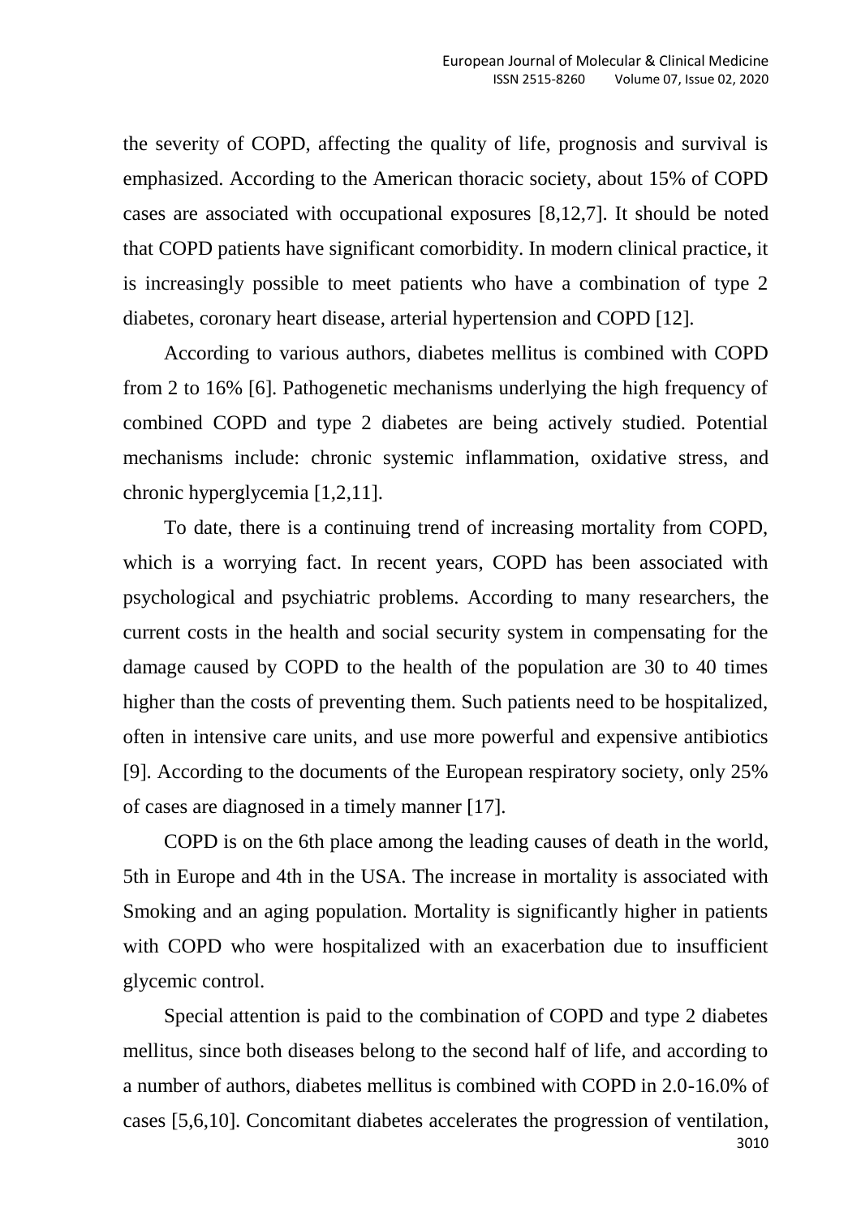the severity of COPD, affecting the quality of life, prognosis and survival is emphasized. According to the American thoracic society, about 15% of COPD cases are associated with occupational exposures [8,12,7]. It should be noted that COPD patients have significant comorbidity. In modern clinical practice, it is increasingly possible to meet patients who have a combination of type 2 diabetes, coronary heart disease, arterial hypertension and COPD [12].

According to various authors, diabetes mellitus is combined with COPD from 2 to 16% [6]. Pathogenetic mechanisms underlying the high frequency of combined COPD and type 2 diabetes are being actively studied. Potential mechanisms include: chronic systemic inflammation, oxidative stress, and chronic hyperglycemia [1,2,11].

To date, there is a continuing trend of increasing mortality from COPD, which is a worrying fact. In recent years, COPD has been associated with psychological and psychiatric problems. According to many researchers, the current costs in the health and social security system in compensating for the damage caused by COPD to the health of the population are 30 to 40 times higher than the costs of preventing them. Such patients need to be hospitalized, often in intensive care units, and use more powerful and expensive antibiotics [9]. According to the documents of the European respiratory society, only 25% of cases are diagnosed in a timely manner [17].

COPD is on the 6th place among the leading causes of death in the world, 5th in Europe and 4th in the USA. The increase in mortality is associated with Smoking and an aging population. Mortality is significantly higher in patients with COPD who were hospitalized with an exacerbation due to insufficient glycemic control.

Special attention is paid to the combination of COPD and type 2 diabetes mellitus, since both diseases belong to the second half of life, and according to a number of authors, diabetes mellitus is combined with COPD in 2.0-16.0% of cases [5,6,10]. Concomitant diabetes accelerates the progression of ventilation,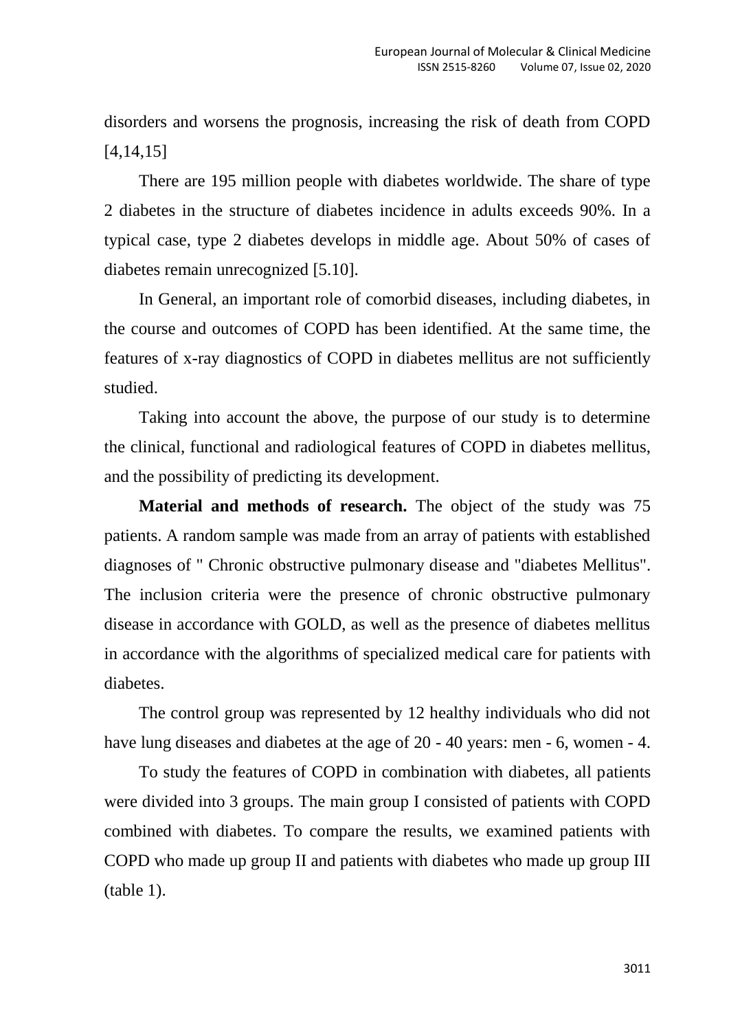disorders and worsens the prognosis, increasing the risk of death from COPD [4,14,15]

There are 195 million people with diabetes worldwide. The share of type 2 diabetes in the structure of diabetes incidence in adults exceeds 90%. In a typical case, type 2 diabetes develops in middle age. About 50% of cases of diabetes remain unrecognized [5.10].

In General, an important role of comorbid diseases, including diabetes, in the course and outcomes of COPD has been identified. At the same time, the features of x-ray diagnostics of COPD in diabetes mellitus are not sufficiently studied.

Taking into account the above, the purpose of our study is to determine the clinical, functional and radiological features of COPD in diabetes mellitus, and the possibility of predicting its development.

**Material and methods of research.** The object of the study was 75 patients. A random sample was made from an array of patients with established diagnoses of " Chronic obstructive pulmonary disease and "diabetes Mellitus". The inclusion criteria were the presence of chronic obstructive pulmonary disease in accordance with GOLD, as well as the presence of diabetes mellitus in accordance with the algorithms of specialized medical care for patients with diabetes.

The control group was represented by 12 healthy individuals who did not have lung diseases and diabetes at the age of 20 - 40 years: men - 6, women - 4.

To study the features of COPD in combination with diabetes, all patients were divided into 3 groups. The main group I consisted of patients with COPD combined with diabetes. To compare the results, we examined patients with COPD who made up group II and patients with diabetes who made up group III (table 1).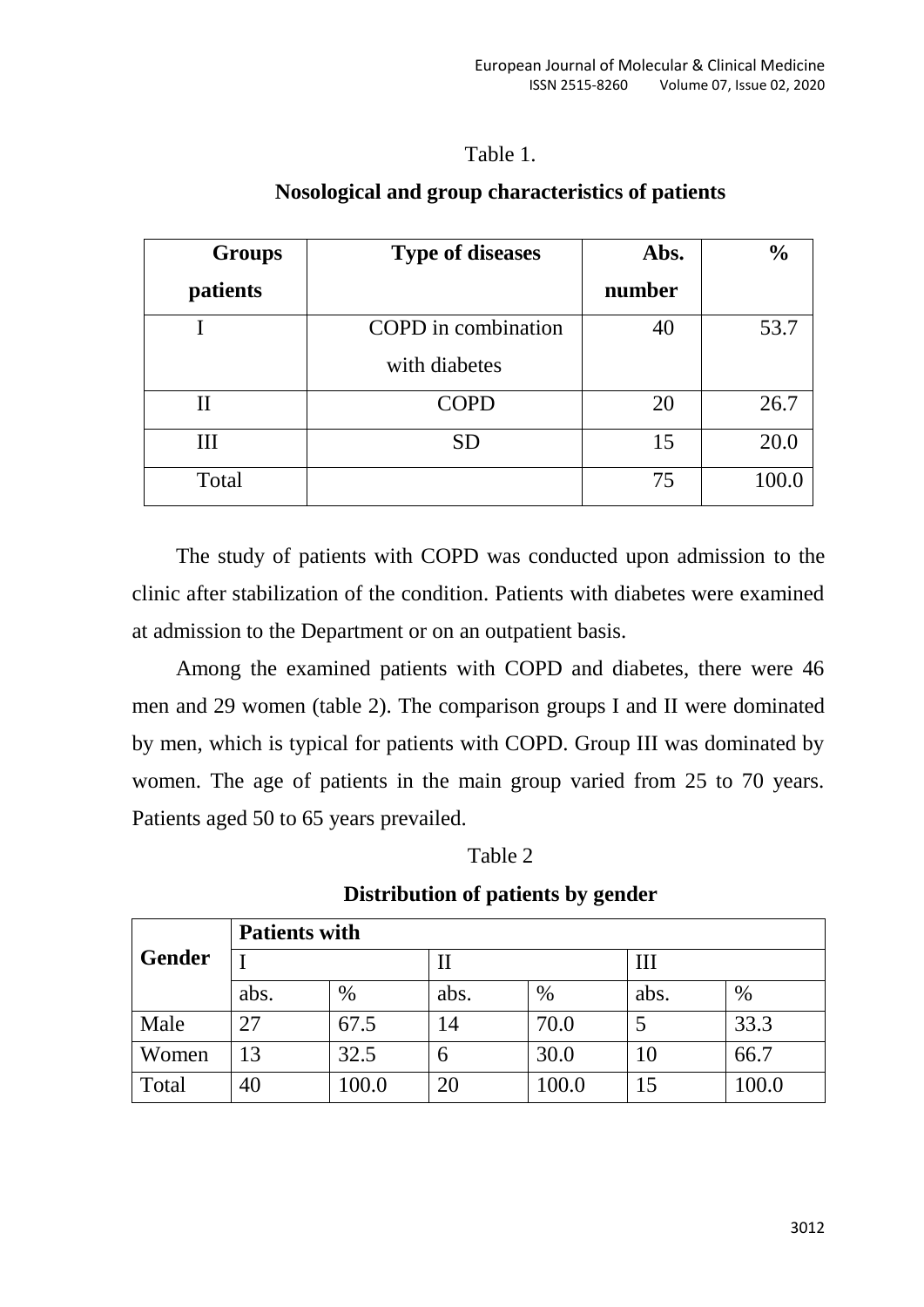Table 1.

**Nosological and group characteristics of patients**

| Groups patients | Type of diseases | Abs. number | % |
|---|---|---|---|
| I | COPD in combination with diabetes | 40 | 53.7 |
| II | COPD | 20 | 26.7 |
| III | SD | 15 | 20.0 |
| Total | | 75 | 100.0 |

The study of patients with COPD was conducted upon admission to the clinic after stabilization of the condition. Patients with diabetes were examined at admission to the Department or on an outpatient basis.

Among the examined patients with COPD and diabetes, there were 46 men and 29 women (table 2). The comparison groups I and II were dominated by men, which is typical for patients with COPD. Group III was dominated by women. The age of patients in the main group varied from 25 to 70 years. Patients aged 50 to 65 years prevailed.

Table 2

**Distribution of patients by gender**

| Gender | Patients with | | | | | |
|---|---|---|---|---|---|---|
| | I | | II | | III | |
| | abs. | % | abs. | % | abs. | % |
| Male | 27 | 67.5 | 14 | 70.0 | 5 | 33.3 |
| Women | 13 | 32.5 | 6 | 30.0 | 10 | 66.7 |
| Total | 40 | 100.0 | 20 | 100.0 | 15 | 100.0 |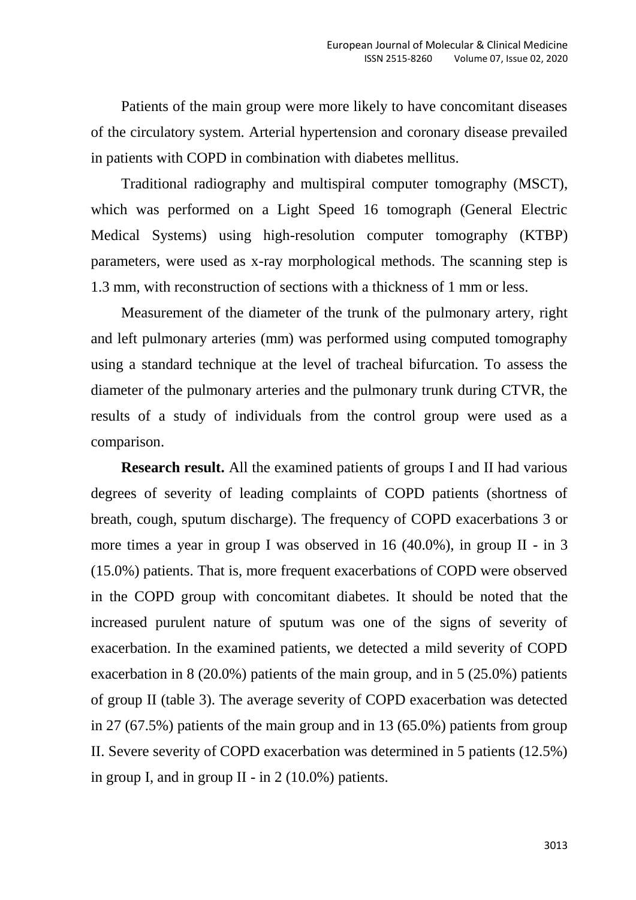Patients of the main group were more likely to have concomitant diseases of the circulatory system. Arterial hypertension and coronary disease prevailed in patients with COPD in combination with diabetes mellitus.

Traditional radiography and multispiral computer tomography (MSCT), which was performed on a Light Speed 16 tomograph (General Electric Medical Systems) using high-resolution computer tomography (KTBP) parameters, were used as x-ray morphological methods. The scanning step is 1.3 mm, with reconstruction of sections with a thickness of 1 mm or less.

Measurement of the diameter of the trunk of the pulmonary artery, right and left pulmonary arteries (mm) was performed using computed tomography using a standard technique at the level of tracheal bifurcation. To assess the diameter of the pulmonary arteries and the pulmonary trunk during CTVR, the results of a study of individuals from the control group were used as a comparison.

**Research result.** All the examined patients of groups I and II had various degrees of severity of leading complaints of COPD patients (shortness of breath, cough, sputum discharge). The frequency of COPD exacerbations 3 or more times a year in group I was observed in 16 (40.0%), in group II - in 3 (15.0%) patients. That is, more frequent exacerbations of COPD were observed in the COPD group with concomitant diabetes. It should be noted that the increased purulent nature of sputum was one of the signs of severity of exacerbation. In the examined patients, we detected a mild severity of COPD exacerbation in 8 (20.0%) patients of the main group, and in 5 (25.0%) patients of group II (table 3). The average severity of COPD exacerbation was detected in 27 (67.5%) patients of the main group and in 13 (65.0%) patients from group II. Severe severity of COPD exacerbation was determined in 5 patients (12.5%) in group I, and in group II - in 2 (10.0%) patients.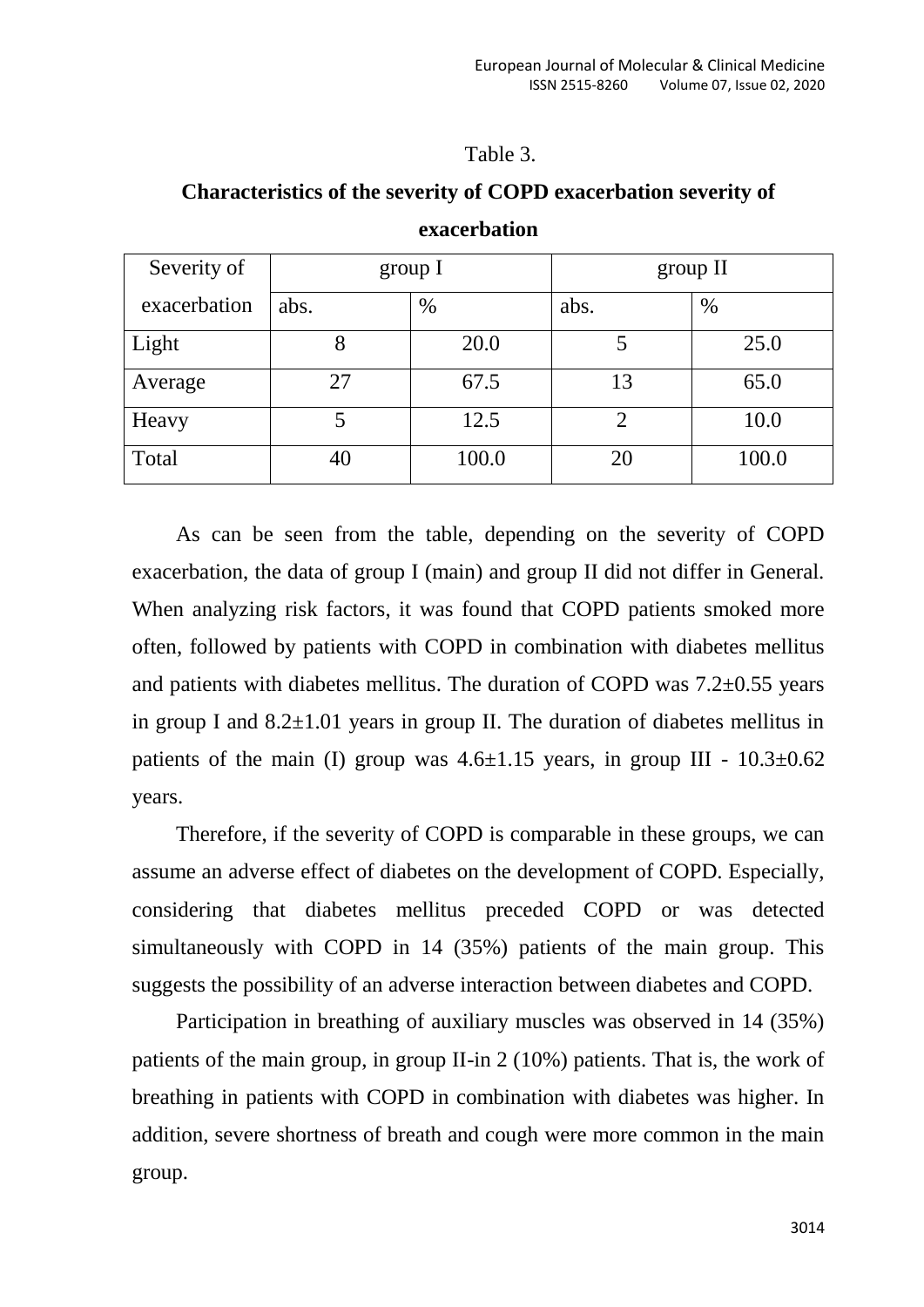Table 3.

**Characteristics of the severity of COPD exacerbation severity of exacerbation**

| Severity of exacerbation | group I | | group II | |
|---|---|---|---|---|
| | abs. | % | abs. | % |
| Light | 8 | 20.0 | 5 | 25.0 |
| Average | 27 | 67.5 | 13 | 65.0 |
| Heavy | 5 | 12.5 | 2 | 10.0 |
| Total | 40 | 100.0 | 20 | 100.0 |

As can be seen from the table, depending on the severity of COPD exacerbation, the data of group I (main) and group II did not differ in General. When analyzing risk factors, it was found that COPD patients smoked more often, followed by patients with COPD in combination with diabetes mellitus and patients with diabetes mellitus. The duration of COPD was 7.2±0.55 years in group I and 8.2±1.01 years in group II. The duration of diabetes mellitus in patients of the main (I) group was 4.6±1.15 years, in group III - 10.3±0.62 years.

Therefore, if the severity of COPD is comparable in these groups, we can assume an adverse effect of diabetes on the development of COPD. Especially, considering that diabetes mellitus preceded COPD or was detected simultaneously with COPD in 14 (35%) patients of the main group. This suggests the possibility of an adverse interaction between diabetes and COPD.

Participation in breathing of auxiliary muscles was observed in 14 (35%) patients of the main group, in group II-in 2 (10%) patients. That is, the work of breathing in patients with COPD in combination with diabetes was higher. In addition, severe shortness of breath and cough were more common in the main group.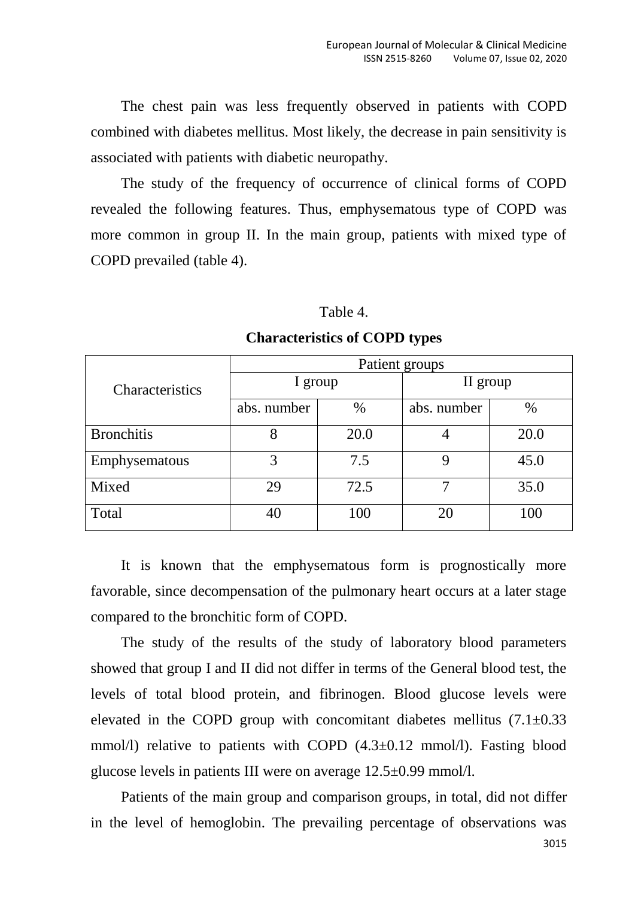The chest pain was less frequently observed in patients with COPD combined with diabetes mellitus. Most likely, the decrease in pain sensitivity is associated with patients with diabetic neuropathy.

The study of the frequency of occurrence of clinical forms of COPD revealed the following features. Thus, emphysematous type of COPD was more common in group II. In the main group, patients with mixed type of COPD prevailed (table 4).

Table 4.

**Characteristics of COPD types**

| Characteristics | Patient groups | | | |
|---|---|---|---|---|
| | I group | | II group | |
| | abs. number | % | abs. number | % |
| Bronchitis | 8 | 20.0 | 4 | 20.0 |
| Emphysematous | 3 | 7.5 | 9 | 45.0 |
| Mixed | 29 | 72.5 | 7 | 35.0 |
| Total | 40 | 100 | 20 | 100 |

It is known that the emphysematous form is prognostically more favorable, since decompensation of the pulmonary heart occurs at a later stage compared to the bronchitic form of COPD.

The study of the results of the study of laboratory blood parameters showed that group I and II did not differ in terms of the General blood test, the levels of total blood protein, and fibrinogen. Blood glucose levels were elevated in the COPD group with concomitant diabetes mellitus (7.1±0.33 mmol/l) relative to patients with COPD (4.3±0.12 mmol/l). Fasting blood glucose levels in patients III were on average 12.5±0.99 mmol/l.

Patients of the main group and comparison groups, in total, did not differ in the level of hemoglobin. The prevailing percentage of observations was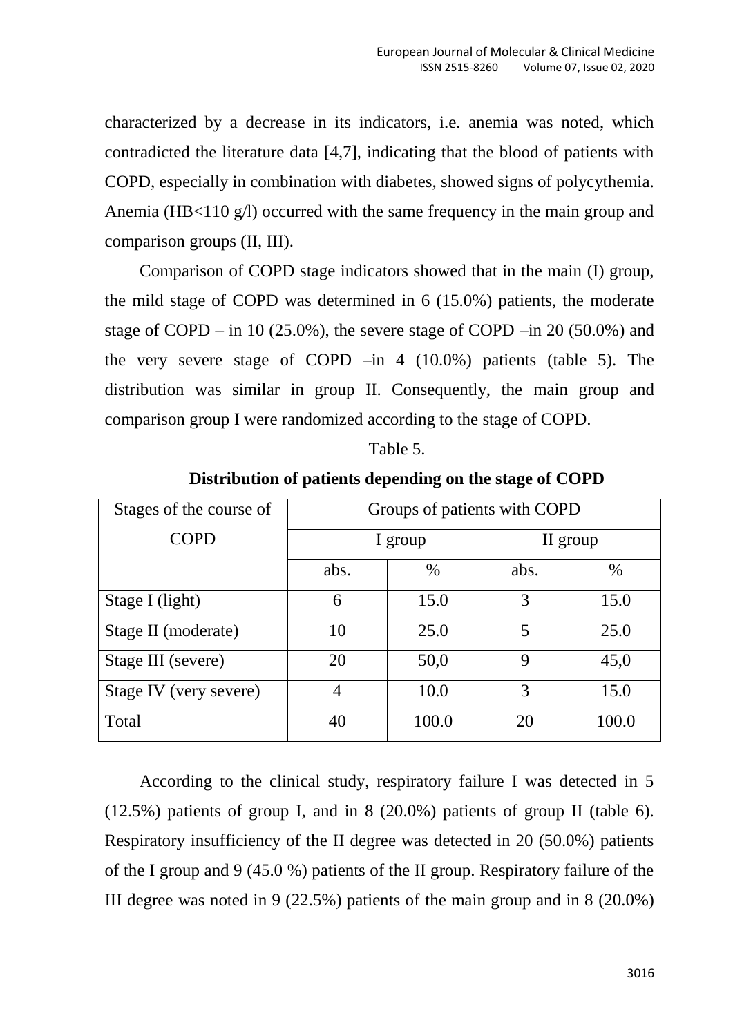characterized by a decrease in its indicators, i.e. anemia was noted, which contradicted the literature data [4,7], indicating that the blood of patients with COPD, especially in combination with diabetes, showed signs of polycythemia. Anemia (HB<110 g/l) occurred with the same frequency in the main group and comparison groups (II, III).

Comparison of COPD stage indicators showed that in the main (I) group, the mild stage of COPD was determined in 6 (15.0%) patients, the moderate stage of COPD – in 10 (25.0%), the severe stage of COPD –in 20 (50.0%) and the very severe stage of COPD –in 4 (10.0%) patients (table 5). The distribution was similar in group II. Consequently, the main group and comparison group I were randomized according to the stage of COPD.

Table 5.

**Distribution of patients depending on the stage of COPD**

| Stages of the course of COPD | Groups of patients with COPD | | | |
|---|---|---|---|---|
| | I group | | II group | |
| | abs. | % | abs. | % |
| Stage I (light) | 6 | 15.0 | 3 | 15.0 |
| Stage II (moderate) | 10 | 25.0 | 5 | 25.0 |
| Stage III (severe) | 20 | 50,0 | 9 | 45,0 |
| Stage IV (very severe) | 4 | 10.0 | 3 | 15.0 |
| Total | 40 | 100.0 | 20 | 100.0 |

According to the clinical study, respiratory failure I was detected in 5 (12.5%) patients of group I, and in 8 (20.0%) patients of group II (table 6). Respiratory insufficiency of the II degree was detected in 20 (50.0%) patients of the I group and 9 (45.0 %) patients of the II group. Respiratory failure of the III degree was noted in 9 (22.5%) patients of the main group and in 8 (20.0%)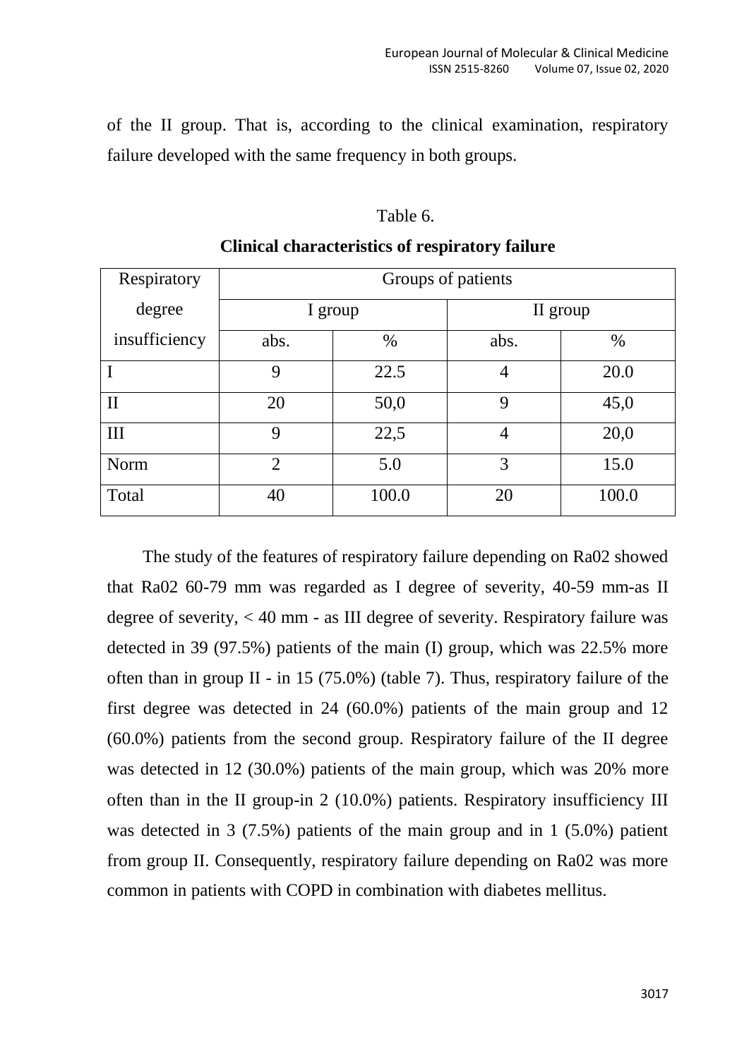of the II group. That is, according to the clinical examination, respiratory failure developed with the same frequency in both groups.

Table 6.

**Clinical characteristics of respiratory failure**

| Respiratory degree insufficiency | Groups of patients | | | |
|---|---|---|---|---|
| | I group | | II group | |
| | abs. | % | abs. | % |
| I | 9 | 22.5 | 4 | 20.0 |
| II | 20 | 50,0 | 9 | 45,0 |
| III | 9 | 22,5 | 4 | 20,0 |
| Norm | 2 | 5.0 | 3 | 15.0 |
| Total | 40 | 100.0 | 20 | 100.0 |

The study of the features of respiratory failure depending on Ra02 showed that Ra02 60-79 mm was regarded as I degree of severity, 40-59 mm-as II degree of severity, < 40 mm - as III degree of severity. Respiratory failure was detected in 39 (97.5%) patients of the main (I) group, which was 22.5% more often than in group II - in 15 (75.0%) (table 7). Thus, respiratory failure of the first degree was detected in 24 (60.0%) patients of the main group and 12 (60.0%) patients from the second group. Respiratory failure of the II degree was detected in 12 (30.0%) patients of the main group, which was 20% more often than in the II group-in 2 (10.0%) patients. Respiratory insufficiency III was detected in 3 (7.5%) patients of the main group and in 1 (5.0%) patient from group II. Consequently, respiratory failure depending on Ra02 was more common in patients with COPD in combination with diabetes mellitus.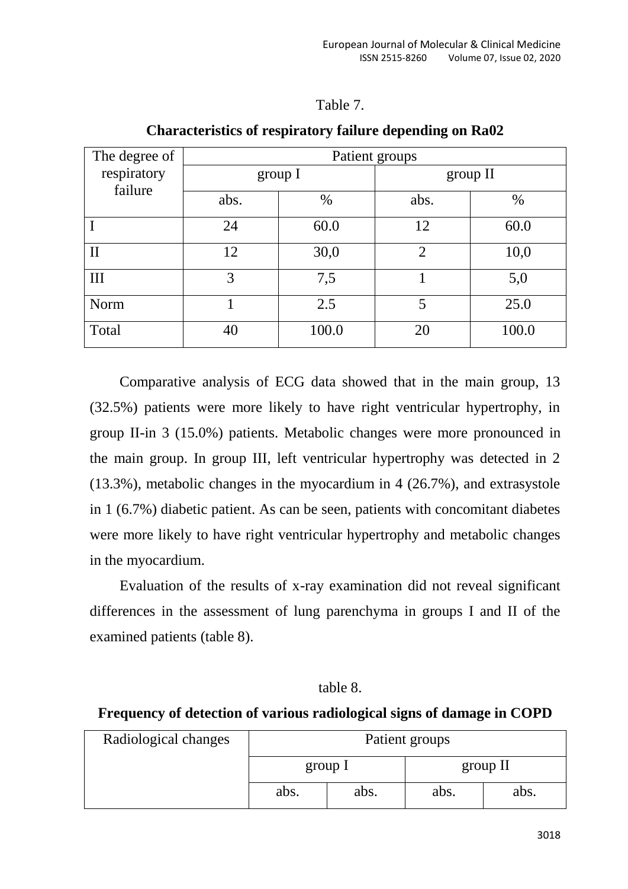Table 7.

**Characteristics of respiratory failure depending on Ra02**

| The degree of respiratory failure | Patient groups | | | |
|---|---|---|---|---|
| | group I | | group II | |
| | abs. | % | abs. | % |
| I | 24 | 60.0 | 12 | 60.0 |
| II | 12 | 30,0 | 2 | 10,0 |
| III | 3 | 7,5 | 1 | 5,0 |
| Norm | 1 | 2.5 | 5 | 25.0 |
| Total | 40 | 100.0 | 20 | 100.0 |

Comparative analysis of ECG data showed that in the main group, 13 (32.5%) patients were more likely to have right ventricular hypertrophy, in group II-in 3 (15.0%) patients. Metabolic changes were more pronounced in the main group. In group III, left ventricular hypertrophy was detected in 2 (13.3%), metabolic changes in the myocardium in 4 (26.7%), and extrasystole in 1 (6.7%) diabetic patient. As can be seen, patients with concomitant diabetes were more likely to have right ventricular hypertrophy and metabolic changes in the myocardium.

Evaluation of the results of x-ray examination did not reveal significant differences in the assessment of lung parenchyma in groups I and II of the examined patients (table 8).

table 8.

**Frequency of detection of various radiological signs of damage in COPD**

| Radiological changes | Patient groups | | | |
|---|---|---|---|---|
| | group I | | group II | |
| | abs. | abs. | abs. | abs. |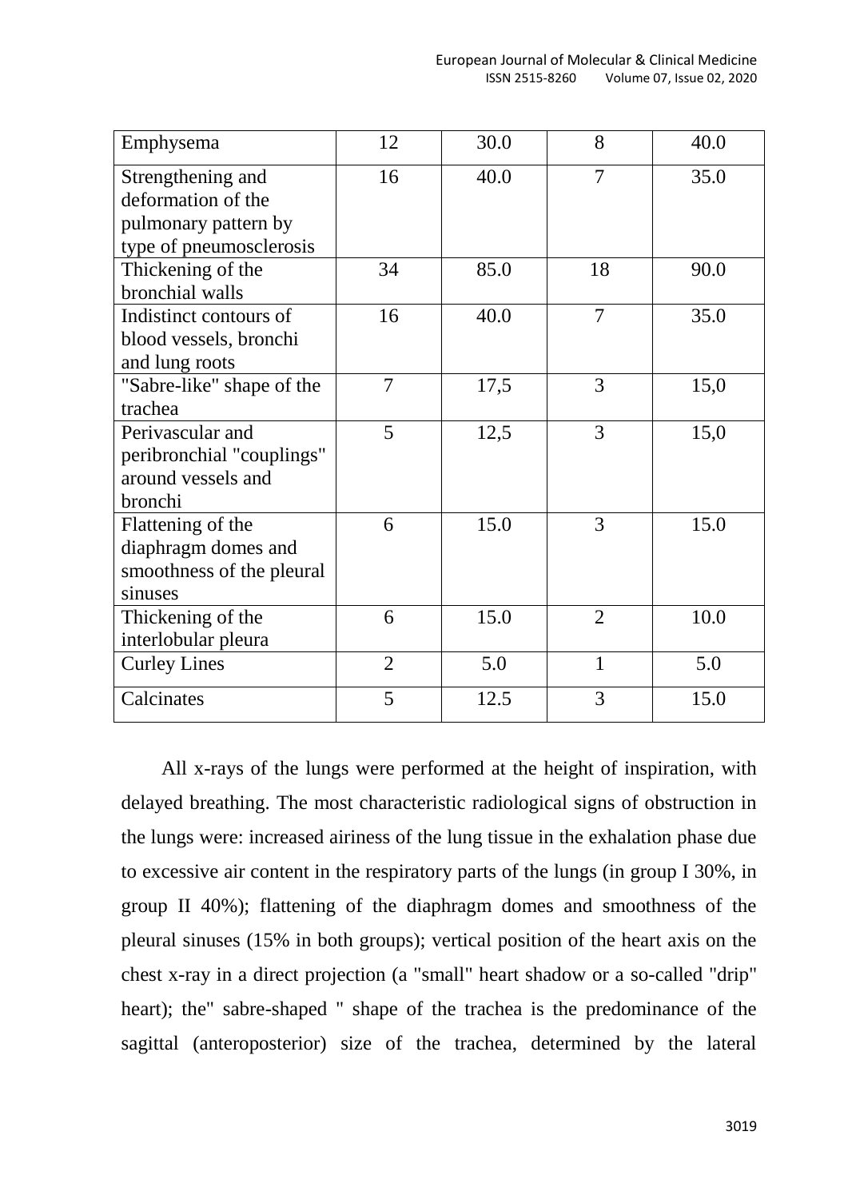| | | | | |
|---|---|---|---|---|
| Emphysema | 12 | 30.0 | 8 | 40.0 |
| Strengthening and deformation of the pulmonary pattern by type of pneumosclerosis | 16 | 40.0 | 7 | 35.0 |
| Thickening of the bronchial walls | 34 | 85.0 | 18 | 90.0 |
| Indistinct contours of blood vessels, bronchi and lung roots | 16 | 40.0 | 7 | 35.0 |
| "Sabre-like" shape of the trachea | 7 | 17,5 | 3 | 15,0 |
| Perivascular and peribronchial "couplings" around vessels and bronchi | 5 | 12,5 | 3 | 15,0 |
| Flattening of the diaphragm domes and smoothness of the pleural sinuses | 6 | 15.0 | 3 | 15.0 |
| Thickening of the interlobular pleura | 6 | 15.0 | 2 | 10.0 |
| Curley Lines | 2 | 5.0 | 1 | 5.0 |
| Calcinates | 5 | 12.5 | 3 | 15.0 |

All x-rays of the lungs were performed at the height of inspiration, with delayed breathing. The most characteristic radiological signs of obstruction in the lungs were: increased airiness of the lung tissue in the exhalation phase due to excessive air content in the respiratory parts of the lungs (in group I 30%, in group II 40%); flattening of the diaphragm domes and smoothness of the pleural sinuses (15% in both groups); vertical position of the heart axis on the chest x-ray in a direct projection (a "small" heart shadow or a so-called "drip" heart); the" sabre-shaped " shape of the trachea is the predominance of the sagittal (anteroposterior) size of the trachea, determined by the lateral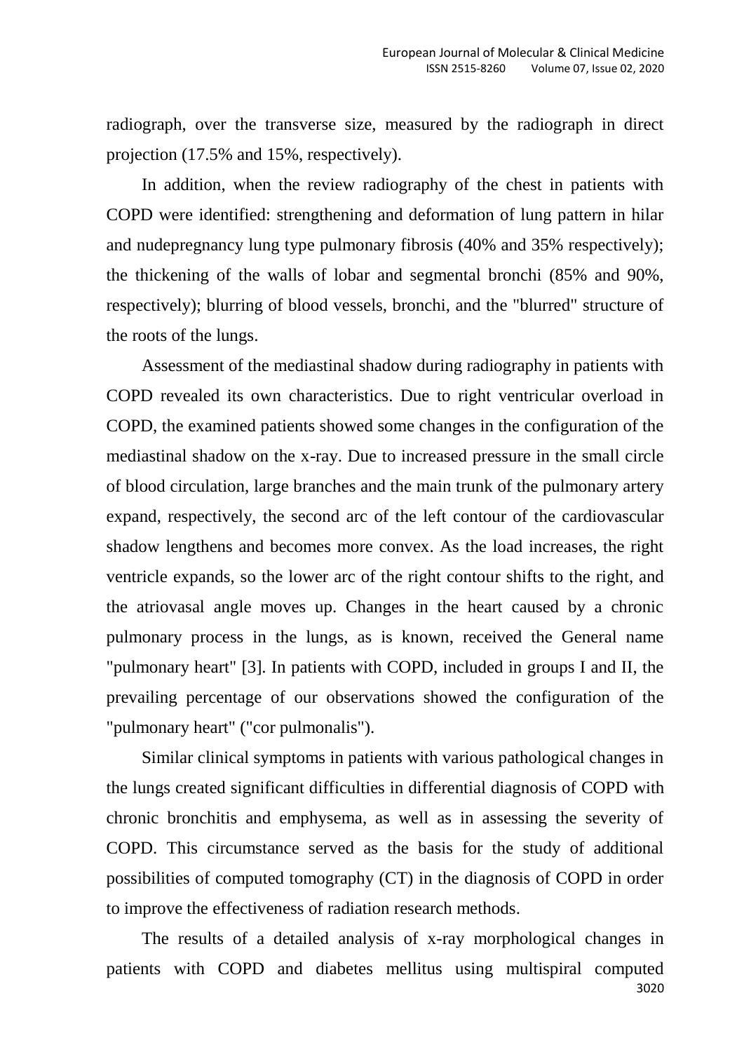radiograph, over the transverse size, measured by the radiograph in direct projection (17.5% and 15%, respectively).

In addition, when the review radiography of the chest in patients with COPD were identified: strengthening and deformation of lung pattern in hilar and nudepregnancy lung type pulmonary fibrosis (40% and 35% respectively); the thickening of the walls of lobar and segmental bronchi (85% and 90%, respectively); blurring of blood vessels, bronchi, and the "blurred" structure of the roots of the lungs.

Assessment of the mediastinal shadow during radiography in patients with COPD revealed its own characteristics. Due to right ventricular overload in COPD, the examined patients showed some changes in the configuration of the mediastinal shadow on the x-ray. Due to increased pressure in the small circle of blood circulation, large branches and the main trunk of the pulmonary artery expand, respectively, the second arc of the left contour of the cardiovascular shadow lengthens and becomes more convex. As the load increases, the right ventricle expands, so the lower arc of the right contour shifts to the right, and the atriovasal angle moves up. Changes in the heart caused by a chronic pulmonary process in the lungs, as is known, received the General name "pulmonary heart" [3]. In patients with COPD, included in groups I and II, the prevailing percentage of our observations showed the configuration of the "pulmonary heart" ("cor pulmonalis").

Similar clinical symptoms in patients with various pathological changes in the lungs created significant difficulties in differential diagnosis of COPD with chronic bronchitis and emphysema, as well as in assessing the severity of COPD. This circumstance served as the basis for the study of additional possibilities of computed tomography (CT) in the diagnosis of COPD in order to improve the effectiveness of radiation research methods.

The results of a detailed analysis of x-ray morphological changes in patients with COPD and diabetes mellitus using multispiral computed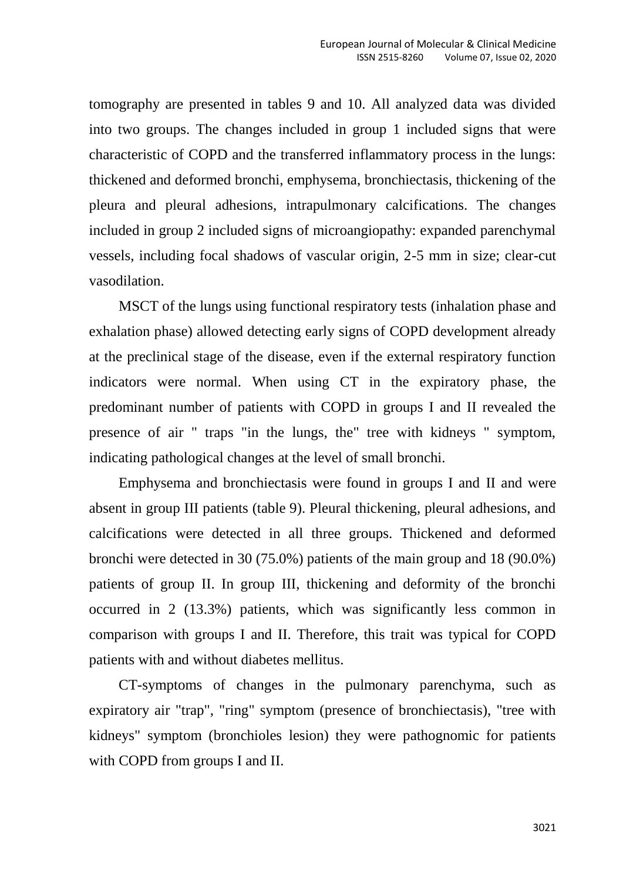tomography are presented in tables 9 and 10. All analyzed data was divided into two groups. The changes included in group 1 included signs that were characteristic of COPD and the transferred inflammatory process in the lungs: thickened and deformed bronchi, emphysema, bronchiectasis, thickening of the pleura and pleural adhesions, intrapulmonary calcifications. The changes included in group 2 included signs of microangiopathy: expanded parenchymal vessels, including focal shadows of vascular origin, 2-5 mm in size; clear-cut vasodilation.

MSCT of the lungs using functional respiratory tests (inhalation phase and exhalation phase) allowed detecting early signs of COPD development already at the preclinical stage of the disease, even if the external respiratory function indicators were normal. When using CT in the expiratory phase, the predominant number of patients with COPD in groups I and II revealed the presence of air " traps "in the lungs, the" tree with kidneys " symptom, indicating pathological changes at the level of small bronchi.

Emphysema and bronchiectasis were found in groups I and II and were absent in group III patients (table 9). Pleural thickening, pleural adhesions, and calcifications were detected in all three groups. Thickened and deformed bronchi were detected in 30 (75.0%) patients of the main group and 18 (90.0%) patients of group II. In group III, thickening and deformity of the bronchi occurred in 2 (13.3%) patients, which was significantly less common in comparison with groups I and II. Therefore, this trait was typical for COPD patients with and without diabetes mellitus.

CT-symptoms of changes in the pulmonary parenchyma, such as expiratory air "trap", "ring" symptom (presence of bronchiectasis), "tree with kidneys" symptom (bronchioles lesion) they were pathognomic for patients with COPD from groups I and II.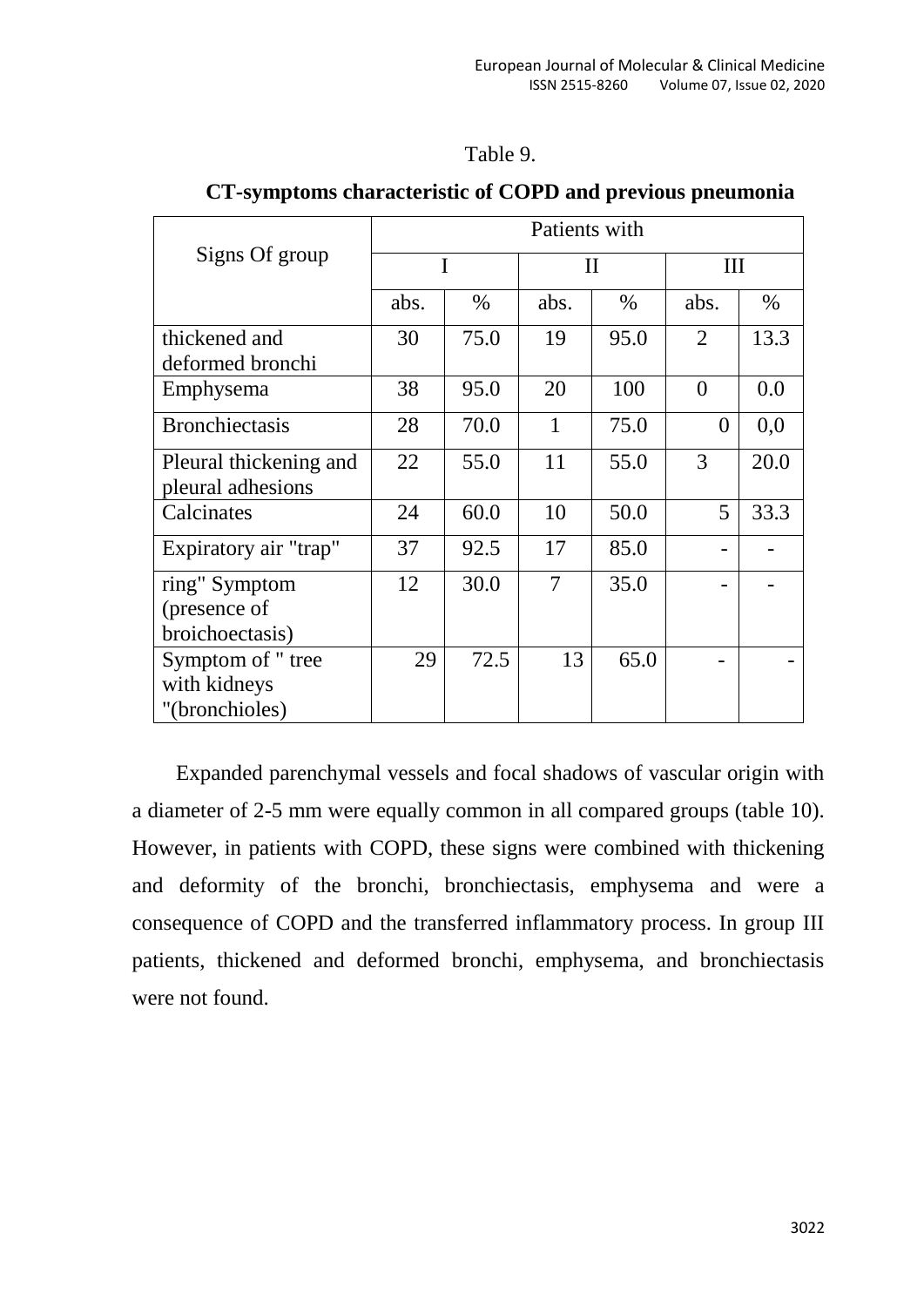Table 9.

**CT-symptoms characteristic of COPD and previous pneumonia**

| Signs Of group | Patients with | | | | | |
|---|---|---|---|---|---|---|
| | I | | II | | III | |
| | abs. | % | abs. | % | abs. | % |
| thickened and deformed bronchi | 30 | 75.0 | 19 | 95.0 | 2 | 13.3 |
| Emphysema | 38 | 95.0 | 20 | 100 | 0 | 0.0 |
| Bronchiectasis | 28 | 70.0 | 1 | 75.0 | 0 | 0,0 |
| Pleural thickening and pleural adhesions | 22 | 55.0 | 11 | 55.0 | 3 | 20.0 |
| Calcinates | 24 | 60.0 | 10 | 50.0 | 5 | 33.3 |
| Expiratory air "trap" | 37 | 92.5 | 17 | 85.0 | - | - |
| ring" Symptom (presence of broichoectasis) | 12 | 30.0 | 7 | 35.0 | - | - |
| Symptom of " tree with kidneys "(bronchioles) | 29 | 72.5 | 13 | 65.0 | - | - |

Expanded parenchymal vessels and focal shadows of vascular origin with a diameter of 2-5 mm were equally common in all compared groups (table 10). However, in patients with COPD, these signs were combined with thickening and deformity of the bronchi, bronchiectasis, emphysema and were a consequence of COPD and the transferred inflammatory process. In group III patients, thickened and deformed bronchi, emphysema, and bronchiectasis were not found.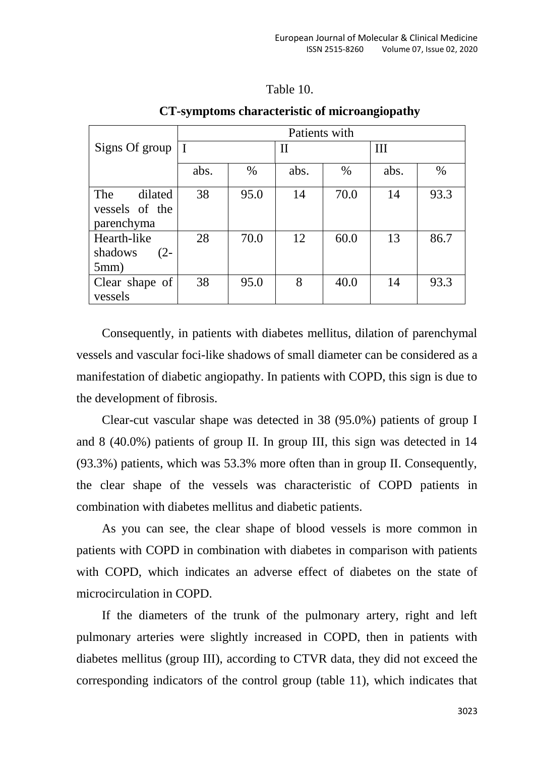Table 10.

**CT-symptoms characteristic of microangiopathy**

| Signs Of group | Patients with | | | | | |
|---|---|---|---|---|---|---|
| | I | | II | | III | |
| | abs. | % | abs. | % | abs. | % |
| The dilated vessels of the parenchyma | 38 | 95.0 | 14 | 70.0 | 14 | 93.3 |
| Hearth-like shadows (2-5mm) | 28 | 70.0 | 12 | 60.0 | 13 | 86.7 |
| Clear shape of vessels | 38 | 95.0 | 8 | 40.0 | 14 | 93.3 |

Consequently, in patients with diabetes mellitus, dilation of parenchymal vessels and vascular foci-like shadows of small diameter can be considered as a manifestation of diabetic angiopathy. In patients with COPD, this sign is due to the development of fibrosis.

Clear-cut vascular shape was detected in 38 (95.0%) patients of group I and 8 (40.0%) patients of group II. In group III, this sign was detected in 14 (93.3%) patients, which was 53.3% more often than in group II. Consequently, the clear shape of the vessels was characteristic of COPD patients in combination with diabetes mellitus and diabetic patients.

As you can see, the clear shape of blood vessels is more common in patients with COPD in combination with diabetes in comparison with patients with COPD, which indicates an adverse effect of diabetes on the state of microcirculation in COPD.

If the diameters of the trunk of the pulmonary artery, right and left pulmonary arteries were slightly increased in COPD, then in patients with diabetes mellitus (group III), according to CTVR data, they did not exceed the corresponding indicators of the control group (table 11), which indicates that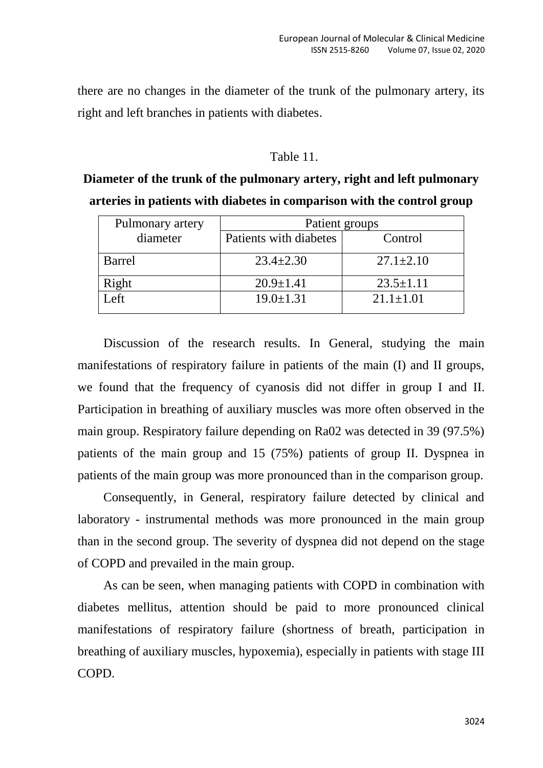there are no changes in the diameter of the trunk of the pulmonary artery, its right and left branches in patients with diabetes.

Table 11.

**Diameter of the trunk of the pulmonary artery, right and left pulmonary arteries in patients with diabetes in comparison with the control group**

| Pulmonary artery diameter | Patient groups | |
|---|---|---|
| | Patients with diabetes | Control |
| Barrel | 23.4±2.30 | 27.1±2.10 |
| Right | 20.9±1.41 | 23.5±1.11 |
| Left | 19.0±1.31 | 21.1±1.01 |

Discussion of the research results. In General, studying the main manifestations of respiratory failure in patients of the main (I) and II groups, we found that the frequency of cyanosis did not differ in group I and II. Participation in breathing of auxiliary muscles was more often observed in the main group. Respiratory failure depending on Ra02 was detected in 39 (97.5%) patients of the main group and 15 (75%) patients of group II. Dyspnea in patients of the main group was more pronounced than in the comparison group.

Consequently, in General, respiratory failure detected by clinical and laboratory - instrumental methods was more pronounced in the main group than in the second group. The severity of dyspnea did not depend on the stage of COPD and prevailed in the main group.

As can be seen, when managing patients with COPD in combination with diabetes mellitus, attention should be paid to more pronounced clinical manifestations of respiratory failure (shortness of breath, participation in breathing of auxiliary muscles, hypoxemia), especially in patients with stage III COPD.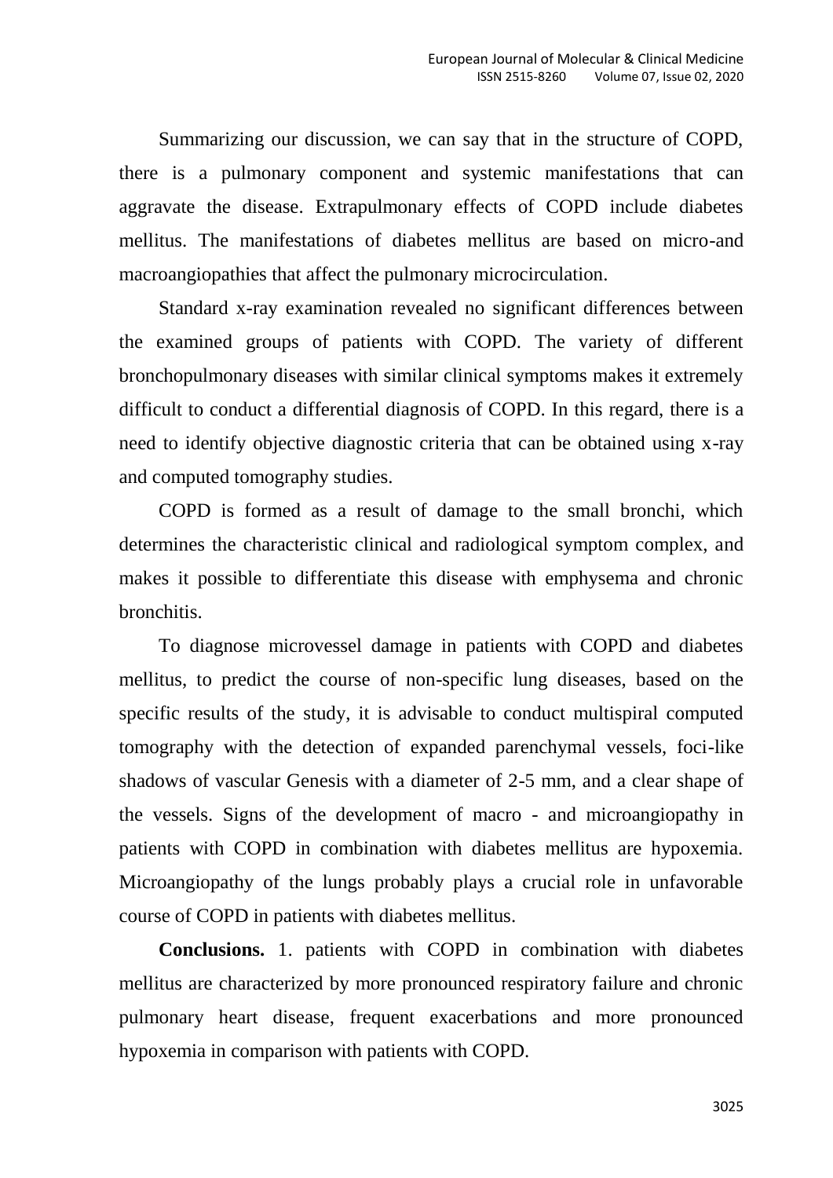Summarizing our discussion, we can say that in the structure of COPD, there is a pulmonary component and systemic manifestations that can aggravate the disease. Extrapulmonary effects of COPD include diabetes mellitus. The manifestations of diabetes mellitus are based on micro-and macroangiopathies that affect the pulmonary microcirculation.

Standard x-ray examination revealed no significant differences between the examined groups of patients with COPD. The variety of different bronchopulmonary diseases with similar clinical symptoms makes it extremely difficult to conduct a differential diagnosis of COPD. In this regard, there is a need to identify objective diagnostic criteria that can be obtained using x-ray and computed tomography studies.

COPD is formed as a result of damage to the small bronchi, which determines the characteristic clinical and radiological symptom complex, and makes it possible to differentiate this disease with emphysema and chronic bronchitis.

To diagnose microvessel damage in patients with COPD and diabetes mellitus, to predict the course of non-specific lung diseases, based on the specific results of the study, it is advisable to conduct multispiral computed tomography with the detection of expanded parenchymal vessels, foci-like shadows of vascular Genesis with a diameter of 2-5 mm, and a clear shape of the vessels. Signs of the development of macro - and microangiopathy in patients with COPD in combination with diabetes mellitus are hypoxemia. Microangiopathy of the lungs probably plays a crucial role in unfavorable course of COPD in patients with diabetes mellitus.

**Conclusions.** 1. patients with COPD in combination with diabetes mellitus are characterized by more pronounced respiratory failure and chronic pulmonary heart disease, frequent exacerbations and more pronounced hypoxemia in comparison with patients with COPD.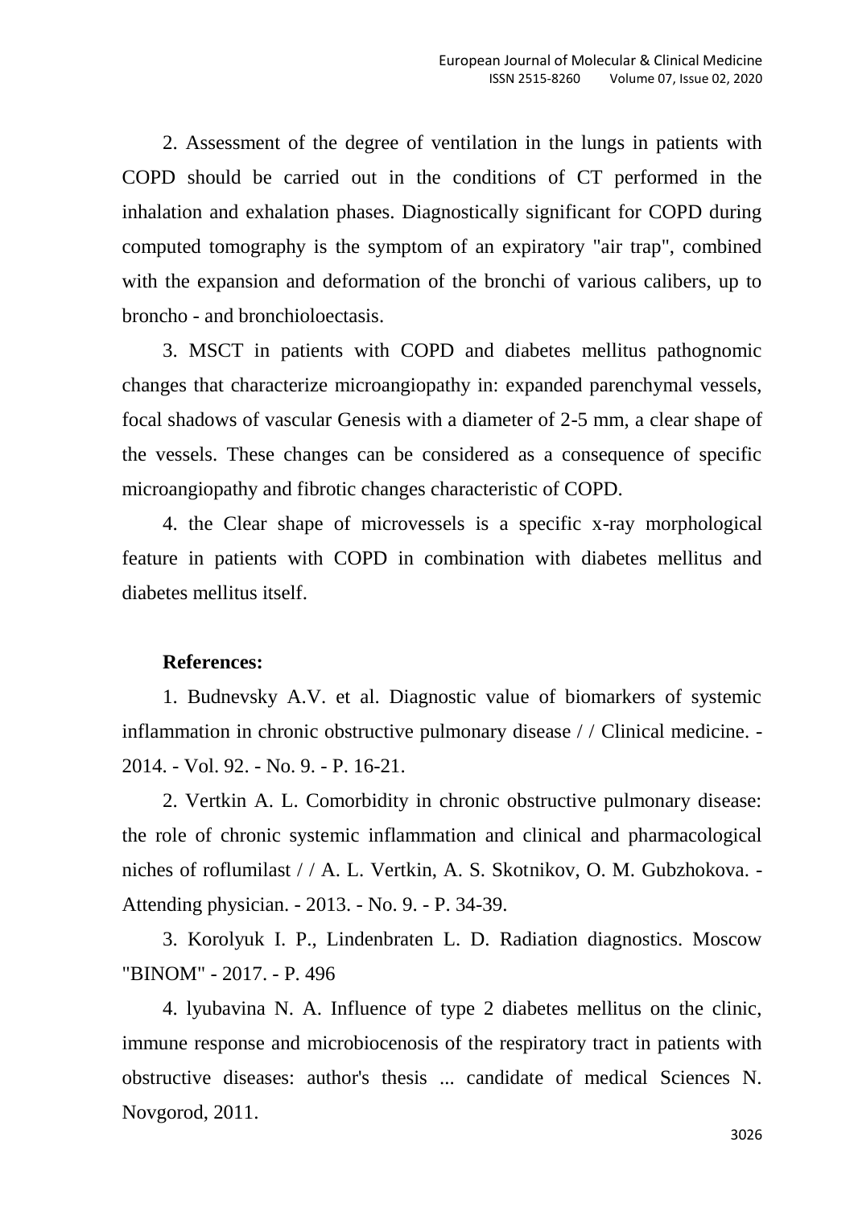2. Assessment of the degree of ventilation in the lungs in patients with COPD should be carried out in the conditions of CT performed in the inhalation and exhalation phases. Diagnostically significant for COPD during computed tomography is the symptom of an expiratory "air trap", combined with the expansion and deformation of the bronchi of various calibers, up to broncho - and bronchioloectasis.

3. MSCT in patients with COPD and diabetes mellitus pathognomic changes that characterize microangiopathy in: expanded parenchymal vessels, focal shadows of vascular Genesis with a diameter of 2-5 mm, a clear shape of the vessels. These changes can be considered as a consequence of specific microangiopathy and fibrotic changes characteristic of COPD.

4. the Clear shape of microvessels is a specific x-ray morphological feature in patients with COPD in combination with diabetes mellitus and diabetes mellitus itself.

**References:**

1. Budnevsky A.V. et al. Diagnostic value of biomarkers of systemic inflammation in chronic obstructive pulmonary disease / / Clinical medicine. - 2014. - Vol. 92. - No. 9. - P. 16-21.

2. Vertkin A. L. Comorbidity in chronic obstructive pulmonary disease: the role of chronic systemic inflammation and clinical and pharmacological niches of roflumilast / / A. L. Vertkin, A. S. Skotnikov, O. M. Gubzhokova. - Attending physician. - 2013. - No. 9. - P. 34-39.

3. Korolyuk I. P., Lindenbraten L. D. Radiation diagnostics. Moscow "BINOM" - 2017. - P. 496

4. lyubavina N. A. Influence of type 2 diabetes mellitus on the clinic, immune response and microbiocenosis of the respiratory tract in patients with obstructive diseases: author's thesis ... candidate of medical Sciences N. Novgorod, 2011.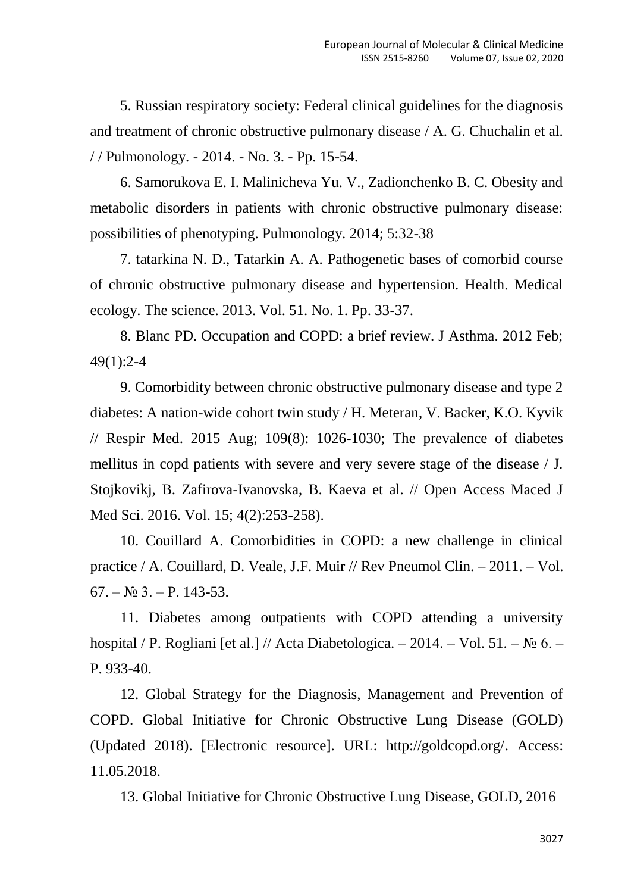5. Russian respiratory society: Federal clinical guidelines for the diagnosis and treatment of chronic obstructive pulmonary disease / A. G. Chuchalin et al. / / Pulmonology. - 2014. - No. 3. - Pp. 15-54.

6. Samorukova E. I. Malinicheva Yu. V., Zadionchenko B. C. Obesity and metabolic disorders in patients with chronic obstructive pulmonary disease: possibilities of phenotyping. Pulmonology. 2014; 5:32-38

7. tatarkina N. D., Tatarkin A. A. Pathogenetic bases of comorbid course of chronic obstructive pulmonary disease and hypertension. Health. Medical ecology. The science. 2013. Vol. 51. No. 1. Pp. 33-37.

8. Blanc PD. Occupation and COPD: a brief review. J Asthma. 2012 Feb; 49(1):2-4

9. Comorbidity between chronic obstructive pulmonary disease and type 2 diabetes: A nation-wide cohort twin study / H. Meteran, V. Backer, K.O. Kyvik // Respir Med. 2015 Aug; 109(8): 1026-1030; The prevalence of diabetes mellitus in copd patients with severe and very severe stage of the disease / J. Stojkovikj, B. Zafirova-Ivanovska, B. Kaeva et al. // Open Access Maced J Med Sci. 2016. Vol. 15; 4(2):253-258).

10. Couillard A. Comorbidities in COPD: a new challenge in clinical practice / A. Couillard, D. Veale, J.F. Muir // Rev Pneumol Clin. – 2011. – Vol. 67. – № 3. – P. 143-53.

11. Diabetes among outpatients with COPD attending a university hospital / P. Rogliani [et al.] // Acta Diabetologica. – 2014. – Vol. 51. – № 6. – P. 933-40.

12. Global Strategy for the Diagnosis, Management and Prevention of COPD. Global Initiative for Chronic Obstructive Lung Disease (GOLD) (Updated 2018). [Electronic resource]. URL: http://goldcopd.org/. Access: 11.05.2018.

13. Global Initiative for Chronic Obstructive Lung Disease, GOLD, 2016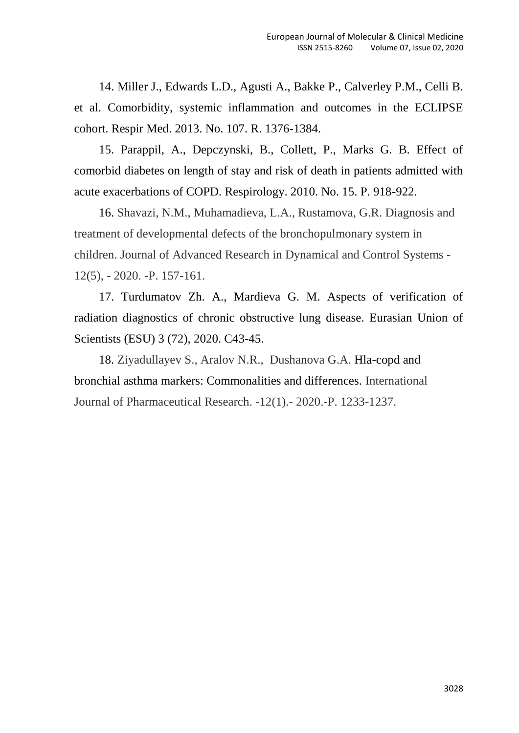14. Miller J., Edwards L.D., Agusti A., Bakke P., Calverley P.M., Celli B. et al. Comorbidity, systemic inflammation and outcomes in the ECLIPSE cohort. Respir Med. 2013. No. 107. R. 1376-1384.

15. Parappil, A., Depczynski, B., Collett, P., Marks G. B. Effect of comorbid diabetes on length of stay and risk of death in patients admitted with acute exacerbations of COPD. Respirology. 2010. No. 15. P. 918-922.

16. Shavazi, N.M., Muhamadieva, L.A., Rustamova, G.R. Diagnosis and treatment of developmental defects of the bronchopulmonary system in children. Journal of Advanced Research in Dynamical and Control Systems - 12(5), - 2020. -P. 157-161.

17. Turdumatov Zh. A., Mardieva G. M. Aspects of verification of radiation diagnostics of chronic obstructive lung disease. Eurasian Union of Scientists (ESU) 3 (72), 2020. C43-45.

18. Ziyadullayev S., Aralov N.R., Dushanova G.A. Hla-copd and bronchial asthma markers: Commonalities and differences. International Journal of Pharmaceutical Research. -12(1).- 2020.-P. 1233-1237.